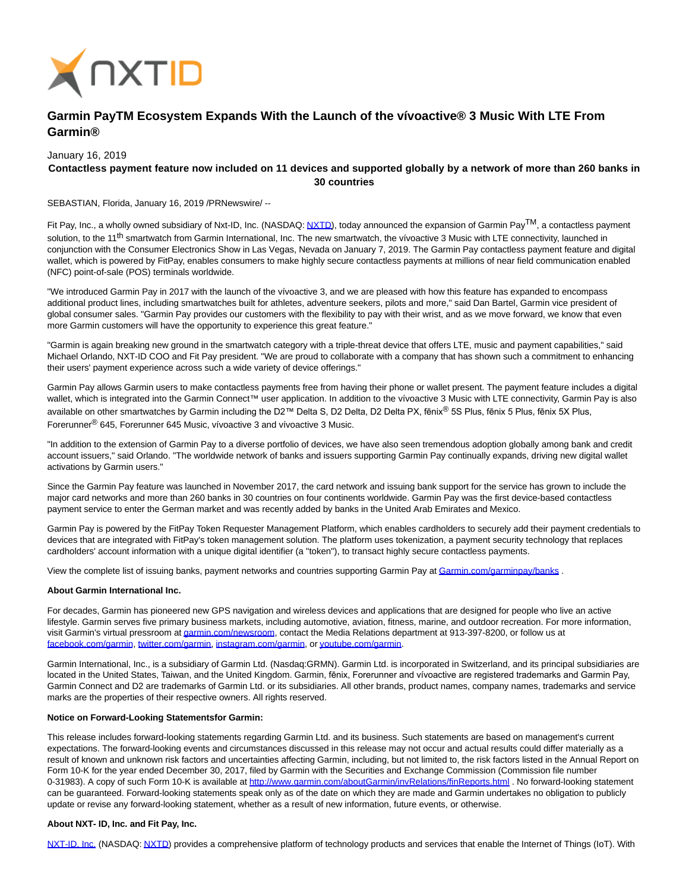# Garmin PayTM Ecosystem Expands With the Launch of the vívoactive® 3 Music With LTE From Garmin®

January 16, 2019

**Contactless payment feature now included on 11 devices and supported globally by a network of more than 260 banks in 30 countries**

SEBASTIAN, Florida, January 16, 2019 /PRNewswire/ --

Fit Pay, Inc., a wholly owned subsidiary of Nxt-ID, Inc. (NASDAQ: NXTD), today announced the expansion of Garmin Pay™, a contactless payment solution, to the 11th smartwatch from Garmin International, Inc. The new smartwatch, the vívoactive 3 Music with LTE connectivity, launched in conjunction with the Consumer Electronics Show in Las Vegas, Nevada on January 7, 2019. The Garmin Pay contactless payment feature and digital wallet, which is powered by FitPay, enables consumers to make highly secure contactless payments at millions of near field communication enabled (NFC) point-of-sale (POS) terminals worldwide.

"We introduced Garmin Pay in 2017 with the launch of the vívoactive 3, and we are pleased with how this feature has expanded to encompass additional product lines, including smartwatches built for athletes, adventure seekers, pilots and more," said Dan Bartel, Garmin vice president of global consumer sales. "Garmin Pay provides our customers with the flexibility to pay with their wrist, and as we move forward, we know that even more Garmin customers will have the opportunity to experience this great feature."

"Garmin is again breaking new ground in the smartwatch category with a triple-threat device that offers LTE, music and payment capabilities," said Michael Orlando, NXT-ID COO and Fit Pay president. "We are proud to collaborate with a company that has shown such a commitment to enhancing their users' payment experience across such a wide variety of device offerings."

Garmin Pay allows Garmin users to make contactless payments free from having their phone or wallet present. The payment feature includes a digital wallet, which is integrated into the Garmin Connect™ user application. In addition to the vívoactive 3 Music with LTE connectivity, Garmin Pay is also available on other smartwatches by Garmin including the D2™ Delta S, D2 Delta, D2 Delta PX, fēnix® 5S Plus, fēnix 5 Plus, fēnix 5X Plus, Forerunner® 645, Forerunner 645 Music, vívoactive 3 and vívoactive 3 Music.

"In addition to the extension of Garmin Pay to a diverse portfolio of devices, we have also seen tremendous adoption globally among bank and credit account issuers," said Orlando. "The worldwide network of banks and issuers supporting Garmin Pay continually expands, driving new digital wallet activations by Garmin users."

Since the Garmin Pay feature was launched in November 2017, the card network and issuing bank support for the service has grown to include the major card networks and more than 260 banks in 30 countries on four continents worldwide. Garmin Pay was the first device-based contactless payment service to enter the German market and was recently added by banks in the United Arab Emirates and Mexico.

Garmin Pay is powered by the FitPay Token Requester Management Platform, which enables cardholders to securely add their payment credentials to devices that are integrated with FitPay's token management solution. The platform uses tokenization, a payment security technology that replaces cardholders' account information with a unique digital identifier (a "token"), to transact highly secure contactless payments.

View the complete list of issuing banks, payment networks and countries supporting Garmin Pay at Garmin.com/garminpay/banks .

**About Garmin International Inc.**

For decades, Garmin has pioneered new GPS navigation and wireless devices and applications that are designed for people who live an active lifestyle. Garmin serves five primary business markets, including automotive, aviation, fitness, marine, and outdoor recreation. For more information, visit Garmin's virtual pressroom at garmin.com/newsroom, contact the Media Relations department at 913-397-8200, or follow us at facebook.com/garmin, twitter.com/garmin, instagram.com/garmin, or youtube.com/garmin.

Garmin International, Inc., is a subsidiary of Garmin Ltd. (Nasdaq:GRMN). Garmin Ltd. is incorporated in Switzerland, and its principal subsidiaries are located in the United States, Taiwan, and the United Kingdom. Garmin, fēnix, Forerunner and vívoactive are registered trademarks and Garmin Pay, Garmin Connect and D2 are trademarks of Garmin Ltd. or its subsidiaries. All other brands, product names, company names, trademarks and service marks are the properties of their respective owners. All rights reserved.

**Notice on Forward-Looking Statementsfor Garmin:**

This release includes forward-looking statements regarding Garmin Ltd. and its business. Such statements are based on management's current expectations. The forward-looking events and circumstances discussed in this release may not occur and actual results could differ materially as a result of known and unknown risk factors and uncertainties affecting Garmin, including, but not limited to, the risk factors listed in the Annual Report on Form 10-K for the year ended December 30, 2017, filed by Garmin with the Securities and Exchange Commission (Commission file number 0-31983). A copy of such Form 10-K is available at http://www.garmin.com/aboutGarmin/invRelations/finReports.html . No forward-looking statement can be guaranteed. Forward-looking statements speak only as of the date on which they are made and Garmin undertakes no obligation to publicly update or revise any forward-looking statement, whether as a result of new information, future events, or otherwise.

**About NXT- ID, Inc. and Fit Pay, Inc.**

NXT-ID, Inc. (NASDAQ: NXTD) provides a comprehensive platform of technology products and services that enable the Internet of Things (IoT). With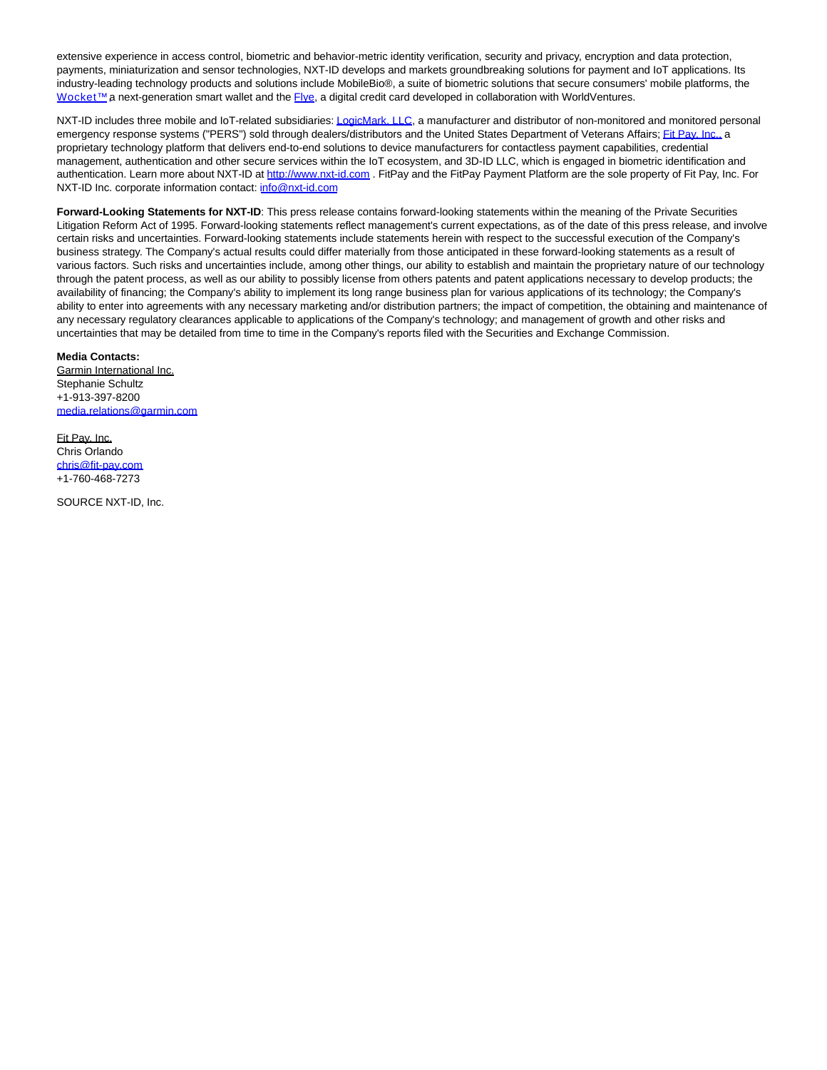extensive experience in access control, biometric and behavior-metric identity verification, security and privacy, encryption and data protection, payments, miniaturization and sensor technologies, NXT-ID develops and markets groundbreaking solutions for payment and IoT applications. Its industry-leading technology products and solutions include MobileBio®, a suite of biometric solutions that secure consumers' mobile platforms, the Wocket™ a next-generation smart wallet and the Flye, a digital credit card developed in collaboration with WorldVentures.

NXT-ID includes three mobile and IoT-related subsidiaries: LogicMark, LLC, a manufacturer and distributor of non-monitored and monitored personal emergency response systems ("PERS") sold through dealers/distributors and the United States Department of Veterans Affairs; Fit Pay, Inc., a proprietary technology platform that delivers end-to-end solutions to device manufacturers for contactless payment capabilities, credential management, authentication and other secure services within the IoT ecosystem, and 3D-ID LLC, which is engaged in biometric identification and authentication. Learn more about NXT-ID at http://www.nxt-id.com . FitPay and the FitPay Payment Platform are the sole property of Fit Pay, Inc. For NXT-ID Inc. corporate information contact: info@nxt-id.com

**Forward-Looking Statements for NXT-ID**: This press release contains forward-looking statements within the meaning of the Private Securities Litigation Reform Act of 1995. Forward-looking statements reflect management's current expectations, as of the date of this press release, and involve certain risks and uncertainties. Forward-looking statements include statements herein with respect to the successful execution of the Company's business strategy. The Company's actual results could differ materially from those anticipated in these forward-looking statements as a result of various factors. Such risks and uncertainties include, among other things, our ability to establish and maintain the proprietary nature of our technology through the patent process, as well as our ability to possibly license from others patents and patent applications necessary to develop products; the availability of financing; the Company's ability to implement its long range business plan for various applications of its technology; the Company's ability to enter into agreements with any necessary marketing and/or distribution partners; the impact of competition, the obtaining and maintenance of any necessary regulatory clearances applicable to applications of the Company's technology; and management of growth and other risks and uncertainties that may be detailed from time to time in the Company's reports filed with the Securities and Exchange Commission.

**Media Contacts:**
Garmin International Inc.
Stephanie Schultz
+1-913-397-8200
media.relations@garmin.com

Fit Pay, Inc.
Chris Orlando
chris@fit-pay.com
+1-760-468-7273

SOURCE NXT-ID, Inc.